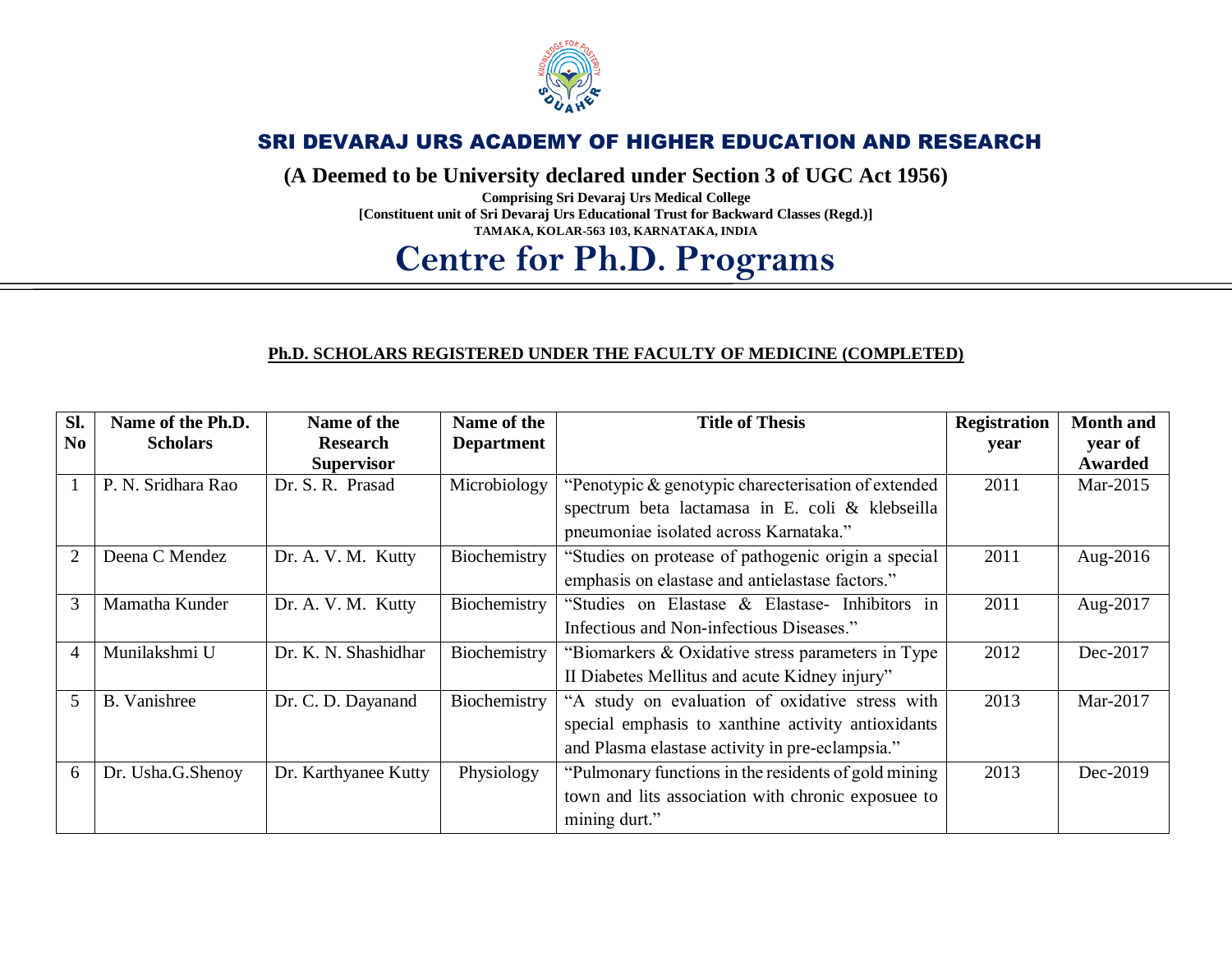# SRI DEVARAJ URS ACADEMY OF HIGHER EDUCATION AND RESEARCH

**(A Deemed to be University declared under Section 3 of UGC Act 1956)**

**Comprising Sri Devaraj Urs Medical College**

**[Constituent unit of Sri Devaraj Urs Educational Trust for Backward Classes (Regd.)]**

**TAMAKA, KOLAR-563 103, KARNATAKA, INDIA**

# Centre for Ph.D. Programs

**Ph.D. SCHOLARS REGISTERED UNDER THE FACULTY OF MEDICINE (COMPLETED)**

| Sl. No | Name of the Ph.D. Scholars | Name of the Research Supervisor | Name of the Department | Title of Thesis | Registration year | Month and year of Awarded |
|---|---|---|---|---|---|---|
| 1 | P. N. Sridhara Rao | Dr. S. R. Prasad | Microbiology | "Penotypic & genotypic charecterisation of extended spectrum beta lactamasa in E. coli & klebseilla pneumoniae isolated across Karnataka." | 2011 | Mar-2015 |
| 2 | Deena C Mendez | Dr. A. V. M. Kutty | Biochemistry | "Studies on protease of pathogenic origin a special emphasis on elastase and antielastase factors." | 2011 | Aug-2016 |
| 3 | Mamatha Kunder | Dr. A. V. M. Kutty | Biochemistry | "Studies on Elastase & Elastase- Inhibitors in Infectious and Non-infectious Diseases." | 2011 | Aug-2017 |
| 4 | Munilakshmi U | Dr. K. N. Shashidhar | Biochemistry | "Biomarkers & Oxidative stress parameters in Type II Diabetes Mellitus and acute Kidney injury" | 2012 | Dec-2017 |
| 5 | B. Vanishree | Dr. C. D. Dayanand | Biochemistry | "A study on evaluation of oxidative stress with special emphasis to xanthine activity antioxidants and Plasma elastase activity in pre-eclampsia." | 2013 | Mar-2017 |
| 6 | Dr. Usha.G.Shenoy | Dr. Karthyanee Kutty | Physiology | "Pulmonary functions in the residents of gold mining town and lits association with chronic exposuee to mining durt." | 2013 | Dec-2019 |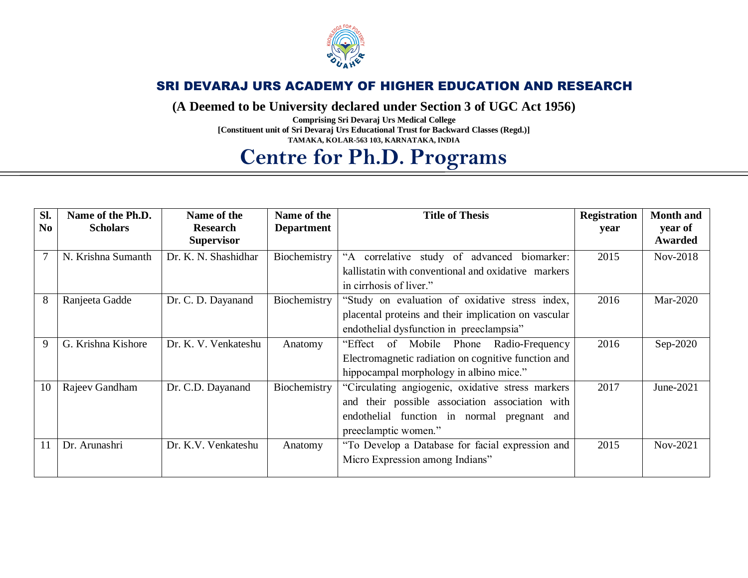# SRI DEVARAJ URS ACADEMY OF HIGHER EDUCATION AND RESEARCH

**(A Deemed to be University declared under Section 3 of UGC Act 1956)**

**Comprising Sri Devaraj Urs Medical College**

**[Constituent unit of Sri Devaraj Urs Educational Trust for Backward Classes (Regd.)]**

**TAMAKA, KOLAR-563 103, KARNATAKA, INDIA**

# Centre for Ph.D. Programs

| Sl. No | Name of the Ph.D. Scholars | Name of the Research Supervisor | Name of the Department | Title of Thesis | Registration year | Month and year of Awarded |
|---|---|---|---|---|---|---|
| 7 | N. Krishna Sumanth | Dr. K. N. Shashidhar | Biochemistry | "A correlative study of advanced biomarker: kallistatin with conventional and oxidative markers in cirrhosis of liver." | 2015 | Nov-2018 |
| 8 | Ranjeeta Gadde | Dr. C. D. Dayanand | Biochemistry | "Study on evaluation of oxidative stress index, placental proteins and their implication on vascular endothelial dysfunction in preeclampsia" | 2016 | Mar-2020 |
| 9 | G. Krishna Kishore | Dr. K. V. Venkateshu | Anatomy | "Effect of Mobile Phone Radio-Frequency Electromagnetic radiation on cognitive function and hippocampal morphology in albino mice." | 2016 | Sep-2020 |
| 10 | Rajeev Gandham | Dr. C.D. Dayanand | Biochemistry | "Circulating angiogenic, oxidative stress markers and their possible association association with endothelial function in normal pregnant and preeclamptic women." | 2017 | June-2021 |
| 11 | Dr. Arunashri | Dr. K.V. Venkateshu | Anatomy | "To Develop a Database for facial expression and Micro Expression among Indians" | 2015 | Nov-2021 |